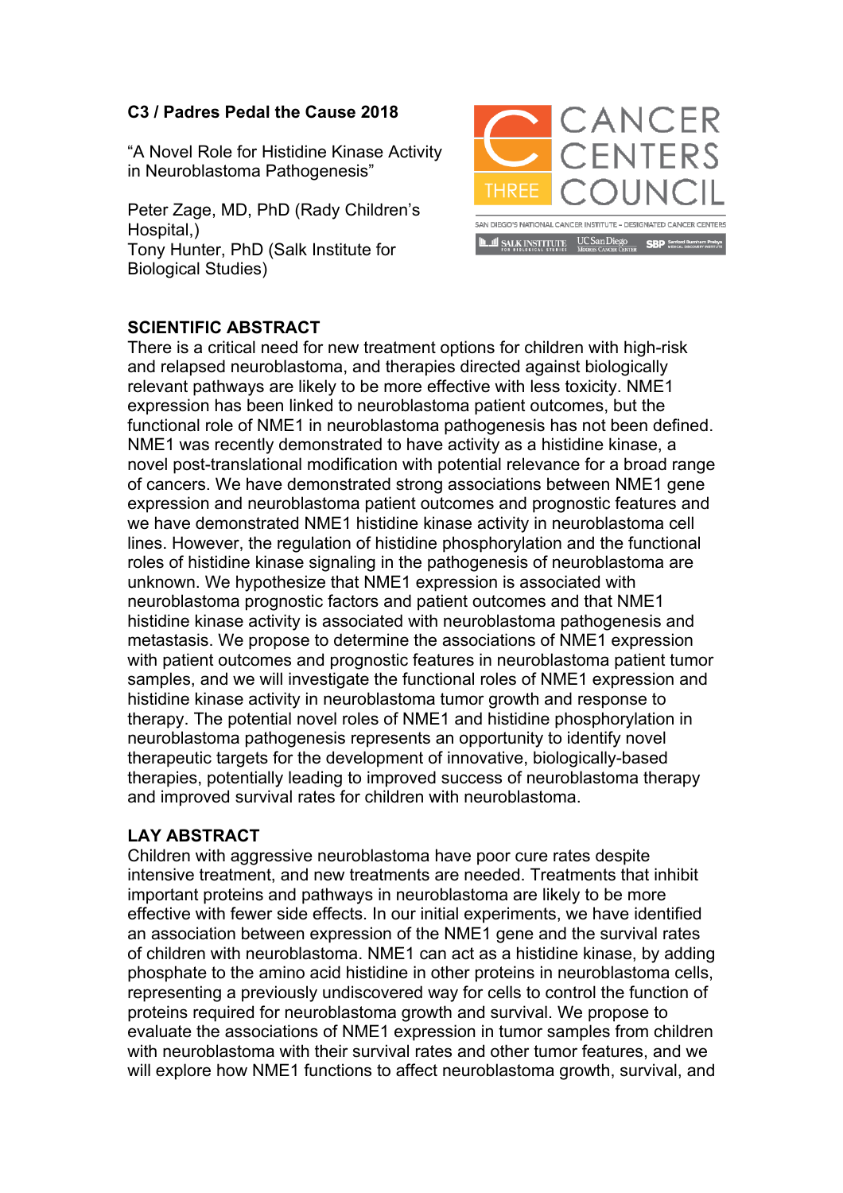**C3 / Padres Pedal the Cause 2018**

"A Novel Role for Histidine Kinase Activity in Neuroblastoma Pathogenesis"

Peter Zage, MD, PhD (Rady Children's Hospital,)
Tony Hunter, PhD (Salk Institute for Biological Studies)

CANCER CENTERS COUNCIL
THREE

SAN DIEGO'S NATIONAL CANCER INSTITUTE – DESIGNATED CANCER CENTERS

SALK INSTITUTE FOR BIOLOGICAL STUDIES | UC San Diego Moores Cancer Center | SBP Sanford Burnham Prebys Medical Discovery Institute

## SCIENTIFIC ABSTRACT

There is a critical need for new treatment options for children with high-risk and relapsed neuroblastoma, and therapies directed against biologically relevant pathways are likely to be more effective with less toxicity. NME1 expression has been linked to neuroblastoma patient outcomes, but the functional role of NME1 in neuroblastoma pathogenesis has not been defined. NME1 was recently demonstrated to have activity as a histidine kinase, a novel post-translational modification with potential relevance for a broad range of cancers. We have demonstrated strong associations between NME1 gene expression and neuroblastoma patient outcomes and prognostic features and we have demonstrated NME1 histidine kinase activity in neuroblastoma cell lines. However, the regulation of histidine phosphorylation and the functional roles of histidine kinase signaling in the pathogenesis of neuroblastoma are unknown. We hypothesize that NME1 expression is associated with neuroblastoma prognostic factors and patient outcomes and that NME1 histidine kinase activity is associated with neuroblastoma pathogenesis and metastasis. We propose to determine the associations of NME1 expression with patient outcomes and prognostic features in neuroblastoma patient tumor samples, and we will investigate the functional roles of NME1 expression and histidine kinase activity in neuroblastoma tumor growth and response to therapy. The potential novel roles of NME1 and histidine phosphorylation in neuroblastoma pathogenesis represents an opportunity to identify novel therapeutic targets for the development of innovative, biologically-based therapies, potentially leading to improved success of neuroblastoma therapy and improved survival rates for children with neuroblastoma.

## LAY ABSTRACT

Children with aggressive neuroblastoma have poor cure rates despite intensive treatment, and new treatments are needed. Treatments that inhibit important proteins and pathways in neuroblastoma are likely to be more effective with fewer side effects. In our initial experiments, we have identified an association between expression of the NME1 gene and the survival rates of children with neuroblastoma. NME1 can act as a histidine kinase, by adding phosphate to the amino acid histidine in other proteins in neuroblastoma cells, representing a previously undiscovered way for cells to control the function of proteins required for neuroblastoma growth and survival. We propose to evaluate the associations of NME1 expression in tumor samples from children with neuroblastoma with their survival rates and other tumor features, and we will explore how NME1 functions to affect neuroblastoma growth, survival, and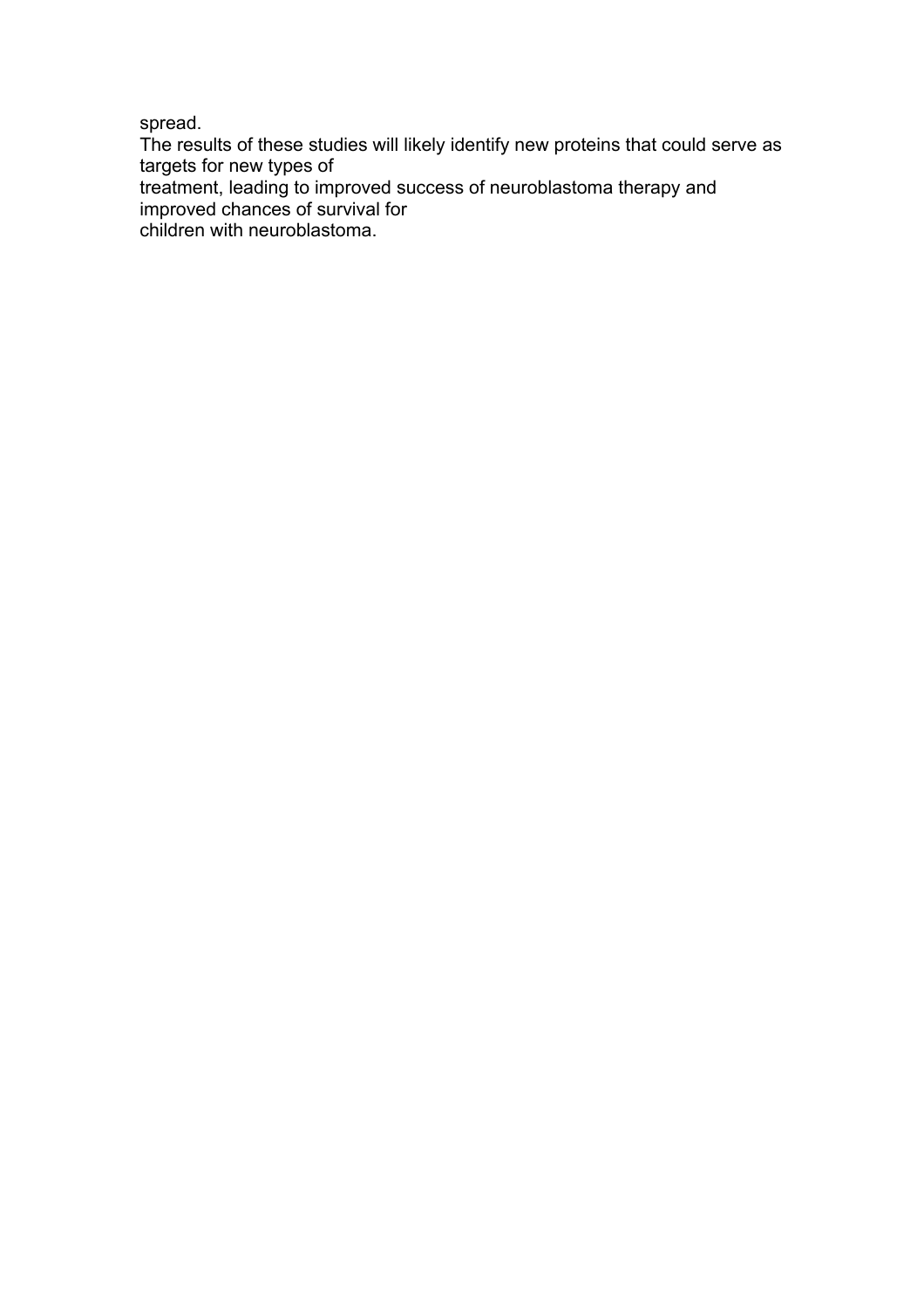spread.
The results of these studies will likely identify new proteins that could serve as targets for new types of treatment, leading to improved success of neuroblastoma therapy and improved chances of survival for children with neuroblastoma.